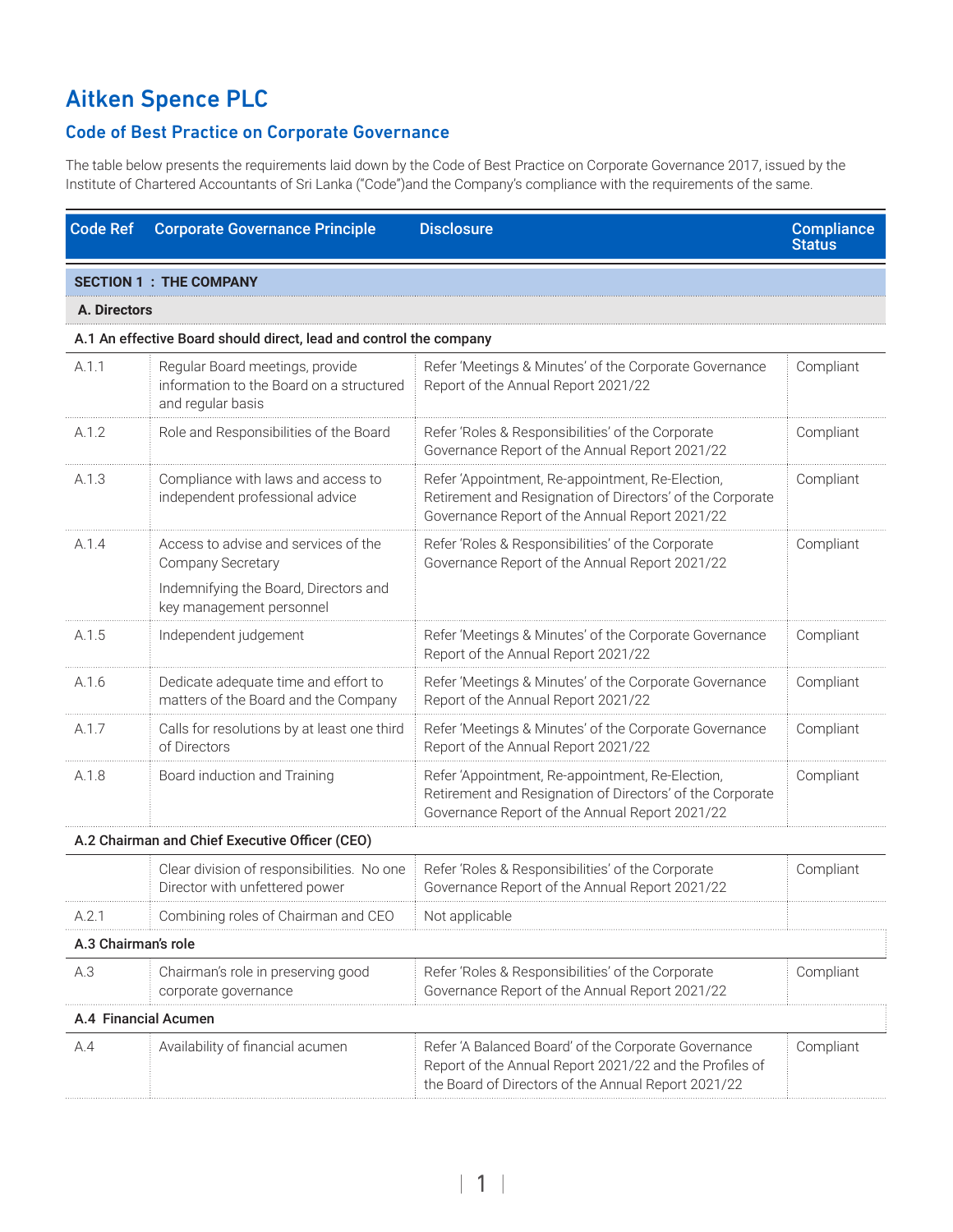# Aitken Spence PLC

## Code of Best Practice on Corporate Governance

The table below presents the requirements laid down by the Code of Best Practice on Corporate Governance 2017, issued by the Institute of Chartered Accountants of Sri Lanka ("Code")and the Company's compliance with the requirements of the same.

| Code Ref | Corporate Governance Principle | Disclosure | Compliance Status |
|---|---|---|---|
| **SECTION 1 : THE COMPANY** | | | |
| **A. Directors** | | | |
| **A.1 An effective Board should direct, lead and control the company** | | | |
| A.1.1 | Regular Board meetings, provide information to the Board on a structured and regular basis | Refer 'Meetings & Minutes' of the Corporate Governance Report of the Annual Report 2021/22 | Compliant |
| A.1.2 | Role and Responsibilities of the Board | Refer 'Roles & Responsibilities' of the Corporate Governance Report of the Annual Report 2021/22 | Compliant |
| A.1.3 | Compliance with laws and access to independent professional advice | Refer 'Appointment, Re-appointment, Re-Election, Retirement and Resignation of Directors' of the Corporate Governance Report of the Annual Report 2021/22 | Compliant |
| A.1.4 | Access to advise and services of the Company Secretary<br><br>Indemnifying the Board, Directors and key management personnel | Refer 'Roles & Responsibilities' of the Corporate Governance Report of the Annual Report 2021/22 | Compliant |
| A.1.5 | Independent judgement | Refer 'Meetings & Minutes' of the Corporate Governance Report of the Annual Report 2021/22 | Compliant |
| A.1.6 | Dedicate adequate time and effort to matters of the Board and the Company | Refer 'Meetings & Minutes' of the Corporate Governance Report of the Annual Report 2021/22 | Compliant |
| A.1.7 | Calls for resolutions by at least one third of Directors | Refer 'Meetings & Minutes' of the Corporate Governance Report of the Annual Report 2021/22 | Compliant |
| A.1.8 | Board induction and Training | Refer 'Appointment, Re-appointment, Re-Election, Retirement and Resignation of Directors' of the Corporate Governance Report of the Annual Report 2021/22 | Compliant |
| **A.2 Chairman and Chief Executive Officer (CEO)** | | | |
| | Clear division of responsibilities. No one Director with unfettered power | Refer 'Roles & Responsibilities' of the Corporate Governance Report of the Annual Report 2021/22 | Compliant |
| A.2.1 | Combining roles of Chairman and CEO | Not applicable | |
| **A.3 Chairman's role** | | | |
| A.3 | Chairman's role in preserving good corporate governance | Refer 'Roles & Responsibilities' of the Corporate Governance Report of the Annual Report 2021/22 | Compliant |
| **A.4 Financial Acumen** | | | |
| A.4 | Availability of financial acumen | Refer 'A Balanced Board' of the Corporate Governance Report of the Annual Report 2021/22 and the Profiles of the Board of Directors of the Annual Report 2021/22 | Compliant |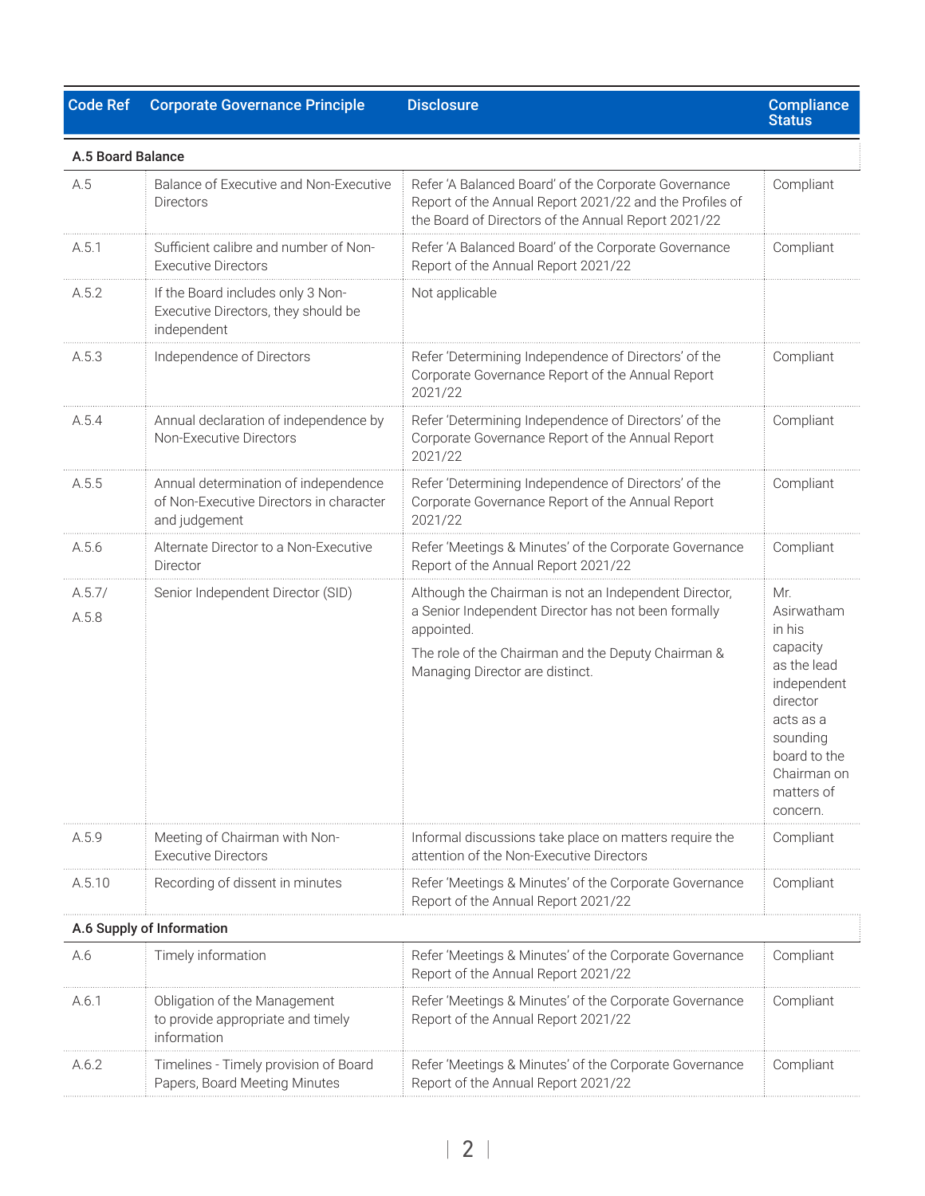| Code Ref | Corporate Governance Principle | Disclosure | Compliance Status |
|---|---|---|---|
| **A.5 Board Balance** | | | |
| A.5 | Balance of Executive and Non-Executive Directors | Refer 'A Balanced Board' of the Corporate Governance Report of the Annual Report 2021/22 and the Profiles of the Board of Directors of the Annual Report 2021/22 | Compliant |
| A.5.1 | Sufficient calibre and number of Non-Executive Directors | Refer 'A Balanced Board' of the Corporate Governance Report of the Annual Report 2021/22 | Compliant |
| A.5.2 | If the Board includes only 3 Non-Executive Directors, they should be independent | Not applicable | |
| A.5.3 | Independence of Directors | Refer 'Determining Independence of Directors' of the Corporate Governance Report of the Annual Report 2021/22 | Compliant |
| A.5.4 | Annual declaration of independence by Non-Executive Directors | Refer 'Determining Independence of Directors' of the Corporate Governance Report of the Annual Report 2021/22 | Compliant |
| A.5.5 | Annual determination of independence of Non-Executive Directors in character and judgement | Refer 'Determining Independence of Directors' of the Corporate Governance Report of the Annual Report 2021/22 | Compliant |
| A.5.6 | Alternate Director to a Non-Executive Director | Refer 'Meetings & Minutes' of the Corporate Governance Report of the Annual Report 2021/22 | Compliant |
| A.5.7/ A.5.8 | Senior Independent Director (SID) | Although the Chairman is not an Independent Director, a Senior Independent Director has not been formally appointed. The role of the Chairman and the Deputy Chairman & Managing Director are distinct. | Mr. Asirwatham in his capacity as the lead independent director acts as a sounding board to the Chairman on matters of concern. |
| A.5.9 | Meeting of Chairman with Non-Executive Directors | Informal discussions take place on matters require the attention of the Non-Executive Directors | Compliant |
| A.5.10 | Recording of dissent in minutes | Refer 'Meetings & Minutes' of the Corporate Governance Report of the Annual Report 2021/22 | Compliant |
| **A.6 Supply of Information** | | | |
| A.6 | Timely information | Refer 'Meetings & Minutes' of the Corporate Governance Report of the Annual Report 2021/22 | Compliant |
| A.6.1 | Obligation of the Management to provide appropriate and timely information | Refer 'Meetings & Minutes' of the Corporate Governance Report of the Annual Report 2021/22 | Compliant |
| A.6.2 | Timelines - Timely provision of Board Papers, Board Meeting Minutes | Refer 'Meetings & Minutes' of the Corporate Governance Report of the Annual Report 2021/22 | Compliant |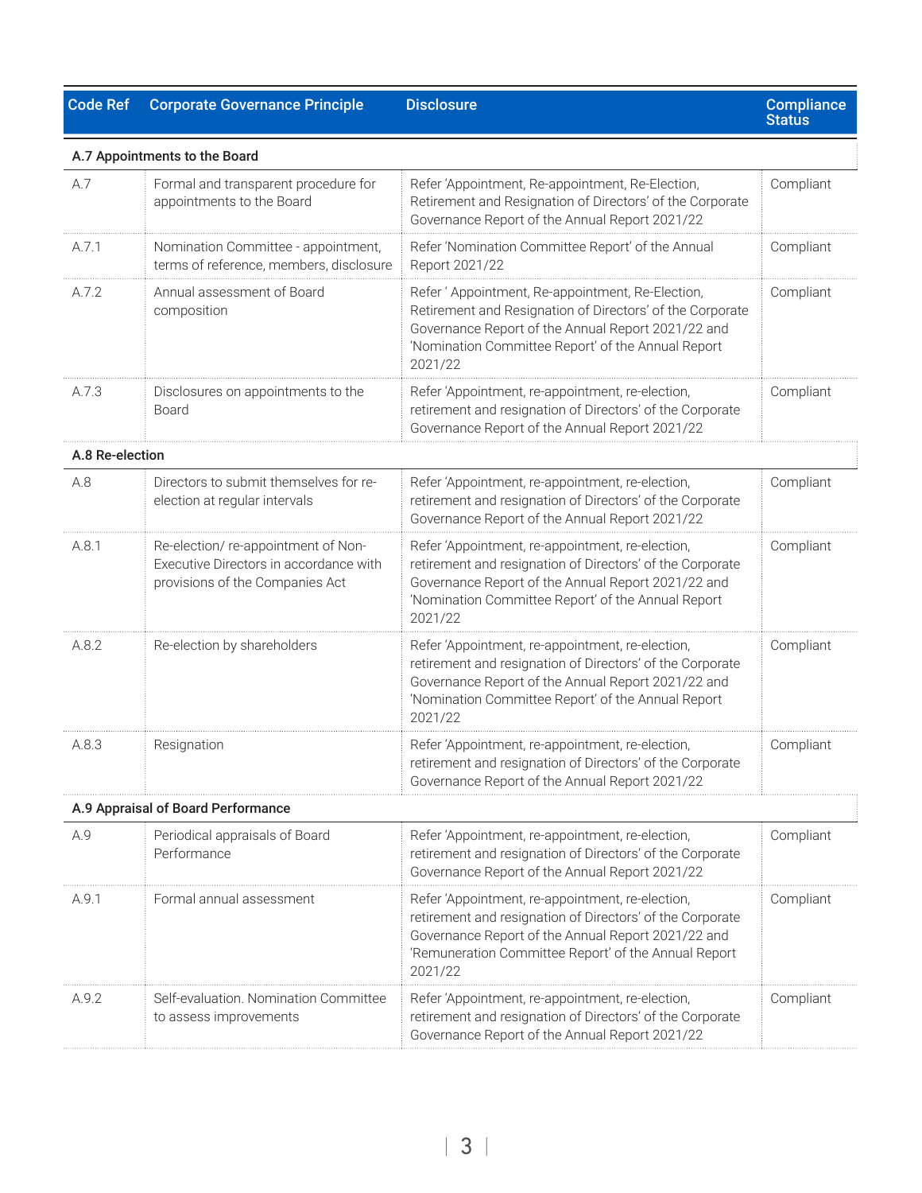| Code Ref | Corporate Governance Principle | Disclosure | Compliance Status |
|---|---|---|---|
| **A.7 Appointments to the Board** | | | |
| A.7 | Formal and transparent procedure for appointments to the Board | Refer 'Appointment, Re-appointment, Re-Election, Retirement and Resignation of Directors' of the Corporate Governance Report of the Annual Report 2021/22 | Compliant |
| A.7.1 | Nomination Committee - appointment, terms of reference, members, disclosure | Refer 'Nomination Committee Report' of the Annual Report 2021/22 | Compliant |
| A.7.2 | Annual assessment of Board composition | Refer ' Appointment, Re-appointment, Re-Election, Retirement and Resignation of Directors' of the Corporate Governance Report of the Annual Report 2021/22 and 'Nomination Committee Report' of the Annual Report 2021/22 | Compliant |
| A.7.3 | Disclosures on appointments to the Board | Refer 'Appointment, re-appointment, re-election, retirement and resignation of Directors' of the Corporate Governance Report of the Annual Report 2021/22 | Compliant |
| **A.8 Re-election** | | | |
| A.8 | Directors to submit themselves for re-election at regular intervals | Refer 'Appointment, re-appointment, re-election, retirement and resignation of Directors' of the Corporate Governance Report of the Annual Report 2021/22 | Compliant |
| A.8.1 | Re-election/ re-appointment of Non-Executive Directors in accordance with provisions of the Companies Act | Refer 'Appointment, re-appointment, re-election, retirement and resignation of Directors' of the Corporate Governance Report of the Annual Report 2021/22 and 'Nomination Committee Report' of the Annual Report 2021/22 | Compliant |
| A.8.2 | Re-election by shareholders | Refer 'Appointment, re-appointment, re-election, retirement and resignation of Directors' of the Corporate Governance Report of the Annual Report 2021/22 and 'Nomination Committee Report' of the Annual Report 2021/22 | Compliant |
| A.8.3 | Resignation | Refer 'Appointment, re-appointment, re-election, retirement and resignation of Directors' of the Corporate Governance Report of the Annual Report 2021/22 | Compliant |
| **A.9 Appraisal of Board Performance** | | | |
| A.9 | Periodical appraisals of Board Performance | Refer 'Appointment, re-appointment, re-election, retirement and resignation of Directors' of the Corporate Governance Report of the Annual Report 2021/22 | Compliant |
| A.9.1 | Formal annual assessment | Refer 'Appointment, re-appointment, re-election, retirement and resignation of Directors' of the Corporate Governance Report of the Annual Report 2021/22 and 'Remuneration Committee Report' of the Annual Report 2021/22 | Compliant |
| A.9.2 | Self-evaluation. Nomination Committee to assess improvements | Refer 'Appointment, re-appointment, re-election, retirement and resignation of Directors' of the Corporate Governance Report of the Annual Report 2021/22 | Compliant |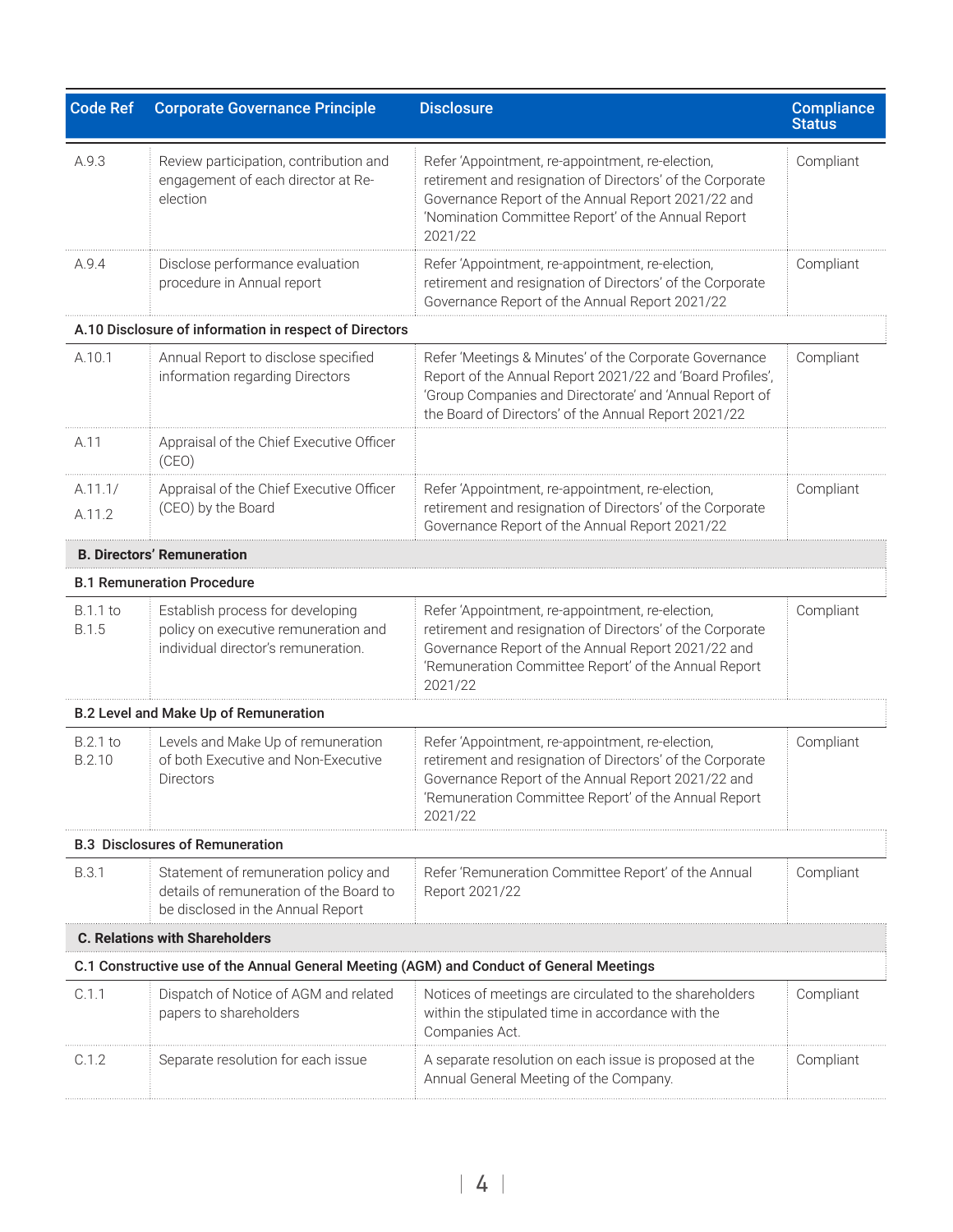| Code Ref | Corporate Governance Principle | Disclosure | Compliance Status |
| --- | --- | --- | --- |
| A.9.3 | Review participation, contribution and engagement of each director at Re-election | Refer 'Appointment, re-appointment, re-election, retirement and resignation of Directors' of the Corporate Governance Report of the Annual Report 2021/22 and 'Nomination Committee Report' of the Annual Report 2021/22 | Compliant |
| A.9.4 | Disclose performance evaluation procedure in Annual report | Refer 'Appointment, re-appointment, re-election, retirement and resignation of Directors' of the Corporate Governance Report of the Annual Report 2021/22 | Compliant |
| **A.10 Disclosure of information in respect of Directors** | | | |
| A.10.1 | Annual Report to disclose specified information regarding Directors | Refer 'Meetings & Minutes' of the Corporate Governance Report of the Annual Report 2021/22 and 'Board Profiles', 'Group Companies and Directorate' and 'Annual Report of the Board of Directors' of the Annual Report 2021/22 | Compliant |
| A.11 | Appraisal of the Chief Executive Officer (CEO) | | |
| A.11.1/ A.11.2 | Appraisal of the Chief Executive Officer (CEO) by the Board | Refer 'Appointment, re-appointment, re-election, retirement and resignation of Directors' of the Corporate Governance Report of the Annual Report 2021/22 | Compliant |
| **B. Directors' Remuneration** | | | |
| **B.1 Remuneration Procedure** | | | |
| B.1.1 to B.1.5 | Establish process for developing policy on executive remuneration and individual director's remuneration. | Refer 'Appointment, re-appointment, re-election, retirement and resignation of Directors' of the Corporate Governance Report of the Annual Report 2021/22 and 'Remuneration Committee Report' of the Annual Report 2021/22 | Compliant |
| **B.2 Level and Make Up of Remuneration** | | | |
| B.2.1 to B.2.10 | Levels and Make Up of remuneration of both Executive and Non-Executive Directors | Refer 'Appointment, re-appointment, re-election, retirement and resignation of Directors' of the Corporate Governance Report of the Annual Report 2021/22 and 'Remuneration Committee Report' of the Annual Report 2021/22 | Compliant |
| **B.3 Disclosures of Remuneration** | | | |
| B.3.1 | Statement of remuneration policy and details of remuneration of the Board to be disclosed in the Annual Report | Refer 'Remuneration Committee Report' of the Annual Report 2021/22 | Compliant |
| **C. Relations with Shareholders** | | | |
| **C.1 Constructive use of the Annual General Meeting (AGM) and Conduct of General Meetings** | | | |
| C.1.1 | Dispatch of Notice of AGM and related papers to shareholders | Notices of meetings are circulated to the shareholders within the stipulated time in accordance with the Companies Act. | Compliant |
| C.1.2 | Separate resolution for each issue | A separate resolution on each issue is proposed at the Annual General Meeting of the Company. | Compliant |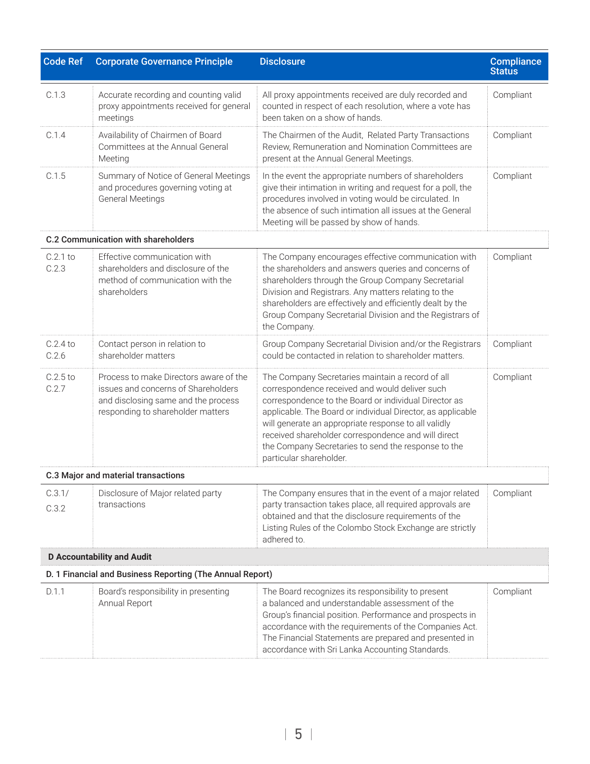| Code Ref | Corporate Governance Principle | Disclosure | Compliance Status |
|---|---|---|---|
| C.1.3 | Accurate recording and counting valid proxy appointments received for general meetings | All proxy appointments received are duly recorded and counted in respect of each resolution, where a vote has been taken on a show of hands. | Compliant |
| C.1.4 | Availability of Chairmen of Board Committees at the Annual General Meeting | The Chairmen of the Audit, Related Party Transactions Review, Remuneration and Nomination Committees are present at the Annual General Meetings. | Compliant |
| C.1.5 | Summary of Notice of General Meetings and procedures governing voting at General Meetings | In the event the appropriate numbers of shareholders give their intimation in writing and request for a poll, the procedures involved in voting would be circulated. In the absence of such intimation all issues at the General Meeting will be passed by show of hands. | Compliant |
| **C.2 Communication with shareholders** | | | |
| C.2.1 to C.2.3 | Effective communication with shareholders and disclosure of the method of communication with the shareholders | The Company encourages effective communication with the shareholders and answers queries and concerns of shareholders through the Group Company Secretarial Division and Registrars. Any matters relating to the shareholders are effectively and efficiently dealt by the Group Company Secretarial Division and the Registrars of the Company. | Compliant |
| C.2.4 to C.2.6 | Contact person in relation to shareholder matters | Group Company Secretarial Division and/or the Registrars could be contacted in relation to shareholder matters. | Compliant |
| C.2.5 to C.2.7 | Process to make Directors aware of the issues and concerns of Shareholders and disclosing same and the process responding to shareholder matters | The Company Secretaries maintain a record of all correspondence received and would deliver such correspondence to the Board or individual Director as applicable. The Board or individual Director, as applicable will generate an appropriate response to all validly received shareholder correspondence and will direct the Company Secretaries to send the response to the particular shareholder. | Compliant |
| **C.3 Major and material transactions** | | | |
| C.3.1/ C.3.2 | Disclosure of Major related party transactions | The Company ensures that in the event of a major related party transaction takes place, all required approvals are obtained and that the disclosure requirements of the Listing Rules of the Colombo Stock Exchange are strictly adhered to. | Compliant |
| **D Accountability and Audit** | | | |
| **D. 1 Financial and Business Reporting (The Annual Report)** | | | |
| D.1.1 | Board's responsibility in presenting Annual Report | The Board recognizes its responsibility to present a balanced and understandable assessment of the Group's financial position. Performance and prospects in accordance with the requirements of the Companies Act. The Financial Statements are prepared and presented in accordance with Sri Lanka Accounting Standards. | Compliant |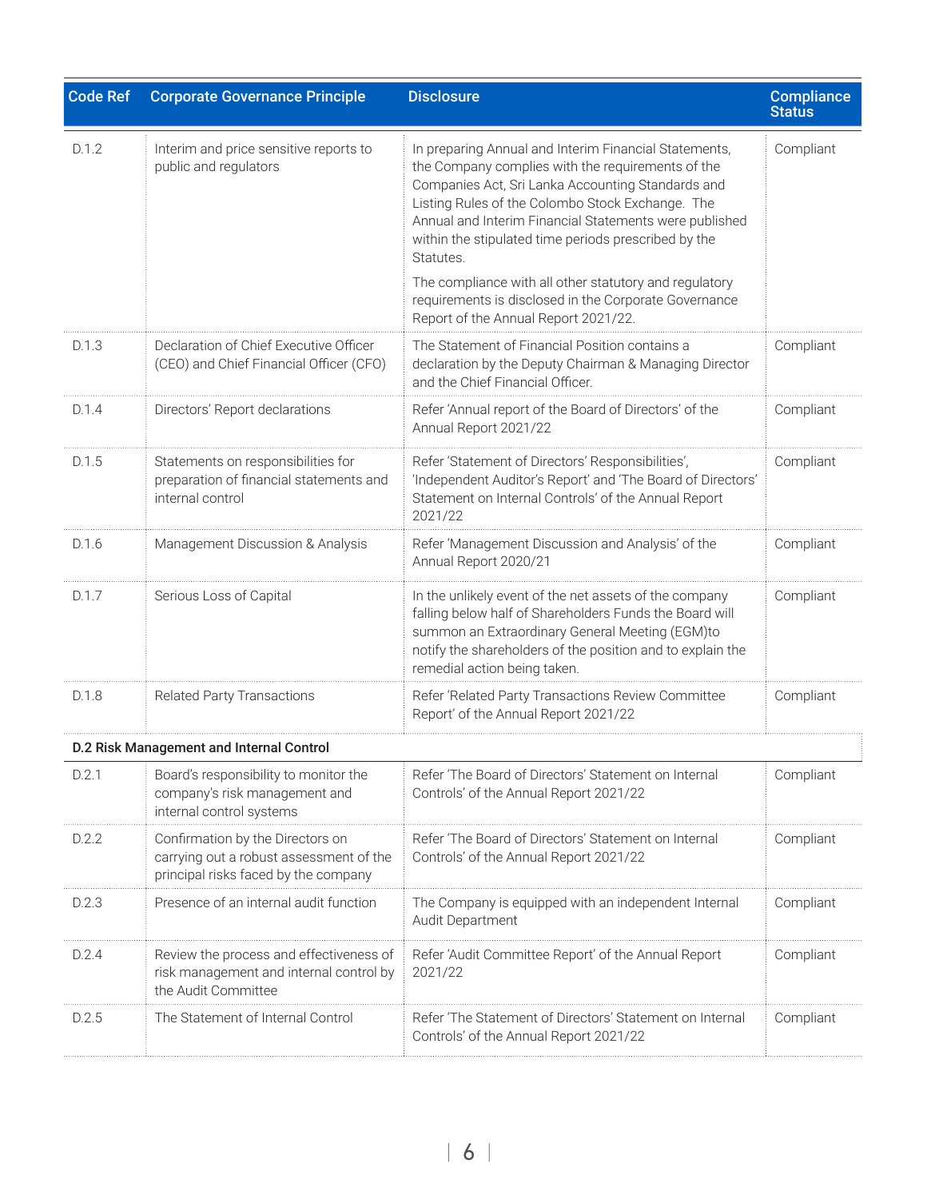| Code Ref | Corporate Governance Principle | Disclosure | Compliance Status |
|---|---|---|---|
| D.1.2 | Interim and price sensitive reports to public and regulators | In preparing Annual and Interim Financial Statements, the Company complies with the requirements of the Companies Act, Sri Lanka Accounting Standards and Listing Rules of the Colombo Stock Exchange. The Annual and Interim Financial Statements were published within the stipulated time periods prescribed by the Statutes.<br><br>The compliance with all other statutory and regulatory requirements is disclosed in the Corporate Governance Report of the Annual Report 2021/22. | Compliant |
| D.1.3 | Declaration of Chief Executive Officer (CEO) and Chief Financial Officer (CFO) | The Statement of Financial Position contains a declaration by the Deputy Chairman & Managing Director and the Chief Financial Officer. | Compliant |
| D.1.4 | Directors' Report declarations | Refer 'Annual report of the Board of Directors' of the Annual Report 2021/22 | Compliant |
| D.1.5 | Statements on responsibilities for preparation of financial statements and internal control | Refer 'Statement of Directors' Responsibilities', 'Independent Auditor's Report' and 'The Board of Directors' Statement on Internal Controls' of the Annual Report 2021/22 | Compliant |
| D.1.6 | Management Discussion & Analysis | Refer 'Management Discussion and Analysis' of the Annual Report 2020/21 | Compliant |
| D.1.7 | Serious Loss of Capital | In the unlikely event of the net assets of the company falling below half of Shareholders Funds the Board will summon an Extraordinary General Meeting (EGM)to notify the shareholders of the position and to explain the remedial action being taken. | Compliant |
| D.1.8 | Related Party Transactions | Refer 'Related Party Transactions Review Committee Report' of the Annual Report 2021/22 | Compliant |
| **D.2 Risk Management and Internal Control** | | | |
| D.2.1 | Board's responsibility to monitor the company's risk management and internal control systems | Refer 'The Board of Directors' Statement on Internal Controls' of the Annual Report 2021/22 | Compliant |
| D.2.2 | Confirmation by the Directors on carrying out a robust assessment of the principal risks faced by the company | Refer 'The Board of Directors' Statement on Internal Controls' of the Annual Report 2021/22 | Compliant |
| D.2.3 | Presence of an internal audit function | The Company is equipped with an independent Internal Audit Department | Compliant |
| D.2.4 | Review the process and effectiveness of risk management and internal control by the Audit Committee | Refer 'Audit Committee Report' of the Annual Report 2021/22 | Compliant |
| D.2.5 | The Statement of Internal Control | Refer 'The Statement of Directors' Statement on Internal Controls' of the Annual Report 2021/22 | Compliant |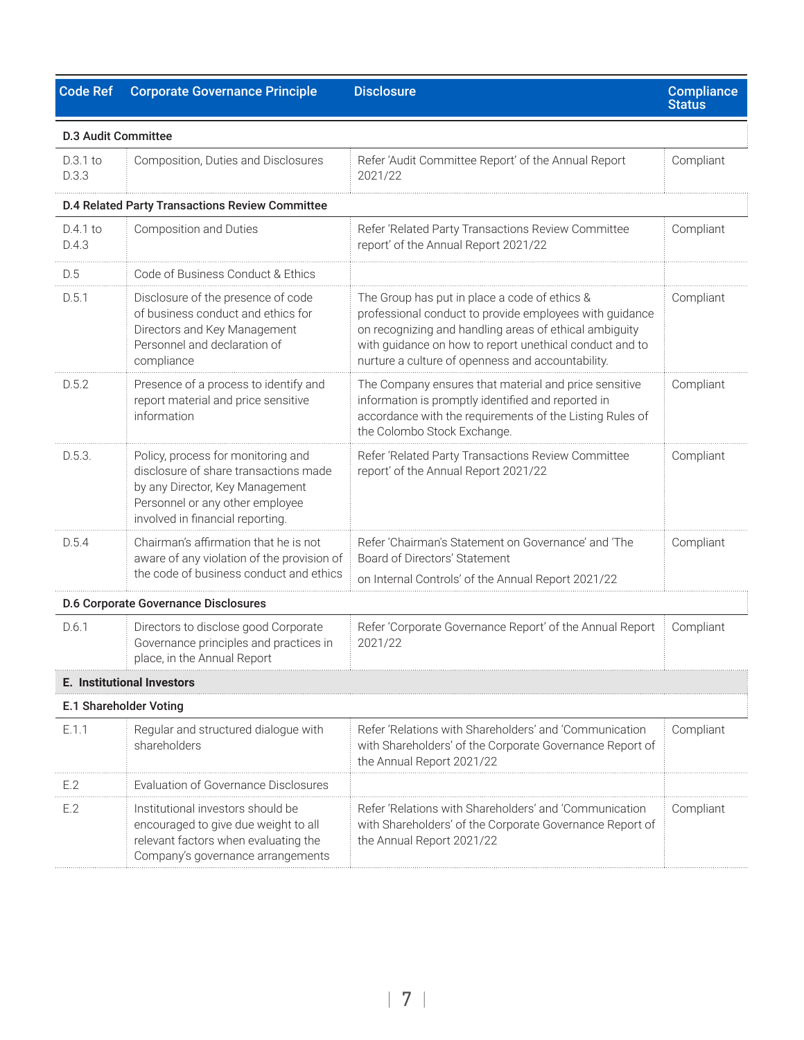| Code Ref | Corporate Governance Principle | Disclosure | Compliance Status |
|---|---|---|---|
| **D.3 Audit Committee** | | | |
| D.3.1 to D.3.3 | Composition, Duties and Disclosures | Refer 'Audit Committee Report' of the Annual Report 2021/22 | Compliant |
| **D.4 Related Party Transactions Review Committee** | | | |
| D.4.1 to D.4.3 | Composition and Duties | Refer 'Related Party Transactions Review Committee report' of the Annual Report 2021/22 | Compliant |
| D.5 | Code of Business Conduct & Ethics | | |
| D.5.1 | Disclosure of the presence of code of business conduct and ethics for Directors and Key Management Personnel and declaration of compliance | The Group has put in place a code of ethics & professional conduct to provide employees with guidance on recognizing and handling areas of ethical ambiguity with guidance on how to report unethical conduct and to nurture a culture of openness and accountability. | Compliant |
| D.5.2 | Presence of a process to identify and report material and price sensitive information | The Company ensures that material and price sensitive information is promptly identified and reported in accordance with the requirements of the Listing Rules of the Colombo Stock Exchange. | Compliant |
| D.5.3. | Policy, process for monitoring and disclosure of share transactions made by any Director, Key Management Personnel or any other employee involved in financial reporting. | Refer 'Related Party Transactions Review Committee report' of the Annual Report 2021/22 | Compliant |
| D.5.4 | Chairman's affirmation that he is not aware of any violation of the provision of the code of business conduct and ethics | Refer 'Chairman's Statement on Governance' and 'The Board of Directors' Statement on Internal Controls' of the Annual Report 2021/22 | Compliant |
| **D.6 Corporate Governance Disclosures** | | | |
| D.6.1 | Directors to disclose good Corporate Governance principles and practices in place, in the Annual Report | Refer 'Corporate Governance Report' of the Annual Report 2021/22 | Compliant |
| **E. Institutional Investors** | | | |
| **E.1 Shareholder Voting** | | | |
| E.1.1 | Regular and structured dialogue with shareholders | Refer 'Relations with Shareholders' and 'Communication with Shareholders' of the Corporate Governance Report of the Annual Report 2021/22 | Compliant |
| E.2 | Evaluation of Governance Disclosures | | |
| E.2 | Institutional investors should be encouraged to give due weight to all relevant factors when evaluating the Company's governance arrangements | Refer 'Relations with Shareholders' and 'Communication with Shareholders' of the Corporate Governance Report of the Annual Report 2021/22 | Compliant |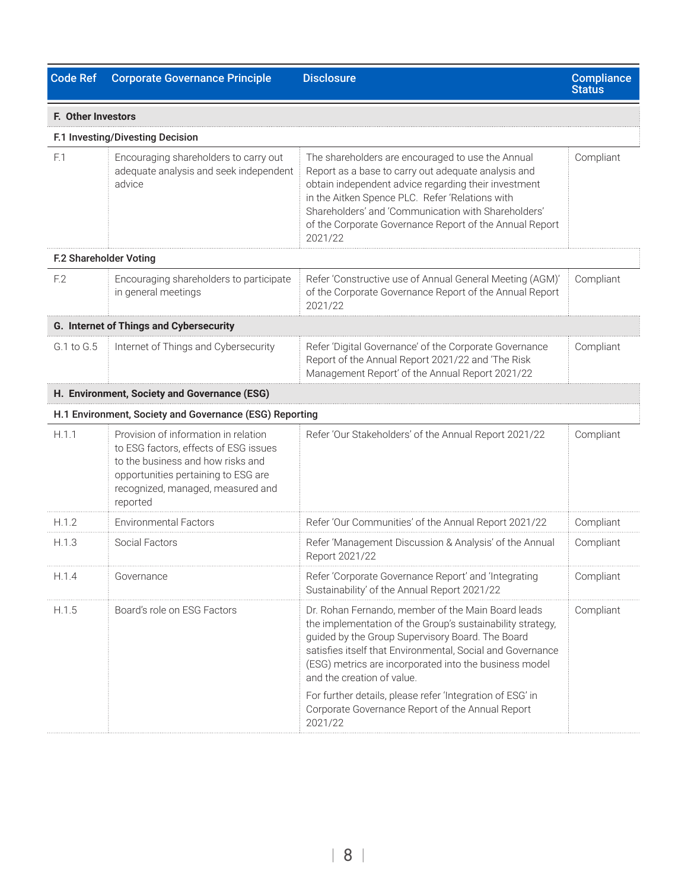| Code Ref | Corporate Governance Principle | Disclosure | Compliance Status |
|---|---|---|---|
| **F. Other Investors** | | | |
| **F.1 Investing/Divesting Decision** | | | |
| F.1 | Encouraging shareholders to carry out adequate analysis and seek independent advice | The shareholders are encouraged to use the Annual Report as a base to carry out adequate analysis and obtain independent advice regarding their investment in the Aitken Spence PLC. Refer 'Relations with Shareholders' and 'Communication with Shareholders' of the Corporate Governance Report of the Annual Report 2021/22 | Compliant |
| **F.2 Shareholder Voting** | | | |
| F.2 | Encouraging shareholders to participate in general meetings | Refer 'Constructive use of Annual General Meeting (AGM)' of the Corporate Governance Report of the Annual Report 2021/22 | Compliant |
| **G. Internet of Things and Cybersecurity** | | | |
| G.1 to G.5 | Internet of Things and Cybersecurity | Refer 'Digital Governance' of the Corporate Governance Report of the Annual Report 2021/22 and 'The Risk Management Report' of the Annual Report 2021/22 | Compliant |
| **H. Environment, Society and Governance (ESG)** | | | |
| **H.1 Environment, Society and Governance (ESG) Reporting** | | | |
| H.1.1 | Provision of information in relation to ESG factors, effects of ESG issues to the business and how risks and opportunities pertaining to ESG are recognized, managed, measured and reported | Refer 'Our Stakeholders' of the Annual Report 2021/22 | Compliant |
| H.1.2 | Environmental Factors | Refer 'Our Communities' of the Annual Report 2021/22 | Compliant |
| H.1.3 | Social Factors | Refer 'Management Discussion & Analysis' of the Annual Report 2021/22 | Compliant |
| H.1.4 | Governance | Refer 'Corporate Governance Report' and 'Integrating Sustainability' of the Annual Report 2021/22 | Compliant |
| H.1.5 | Board's role on ESG Factors | Dr. Rohan Fernando, member of the Main Board leads the implementation of the Group's sustainability strategy, guided by the Group Supervisory Board. The Board satisfies itself that Environmental, Social and Governance (ESG) metrics are incorporated into the business model and the creation of value.<br><br>For further details, please refer 'Integration of ESG' in Corporate Governance Report of the Annual Report 2021/22 | Compliant |